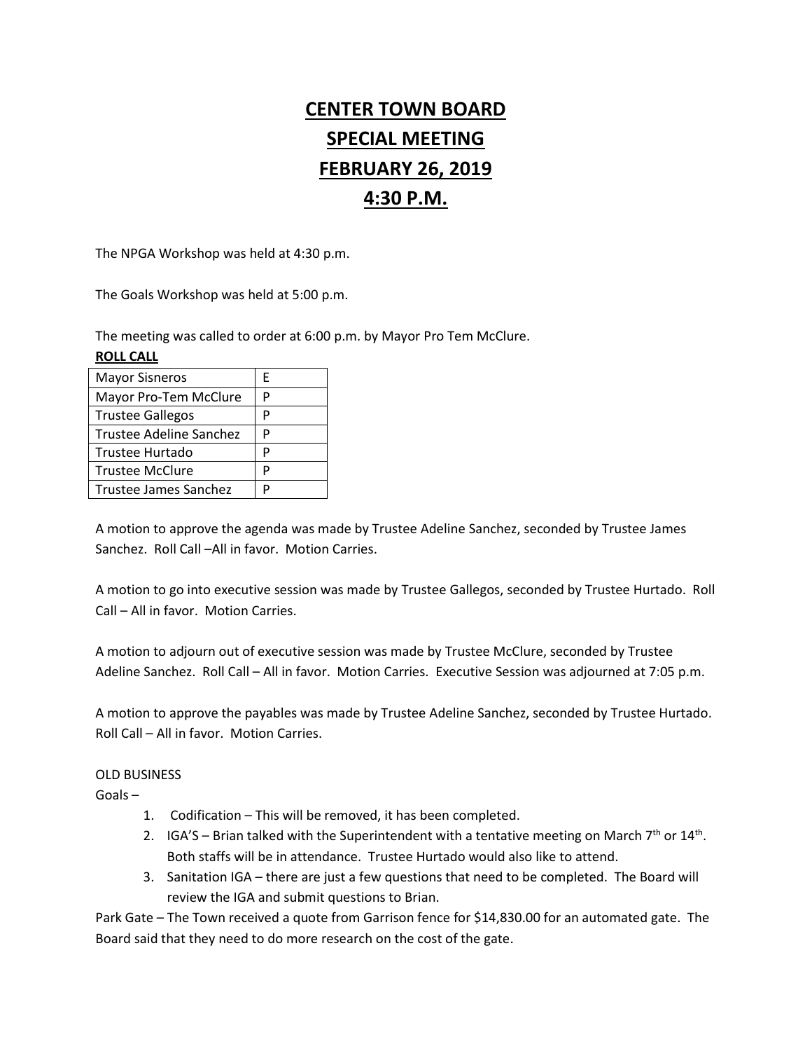# CENTER TOWN BOARD
# SPECIAL MEETING
# FEBRUARY 26, 2019
# 4:30 P.M.

The NPGA Workshop was held at 4:30 p.m.

The Goals Workshop was held at 5:00 p.m.

The meeting was called to order at 6:00 p.m. by Mayor Pro Tem McClure.

**ROLL CALL**

| | |
|---|---|
| Mayor Sisneros | E |
| Mayor Pro-Tem McClure | P |
| Trustee Gallegos | P |
| Trustee Adeline Sanchez | P |
| Trustee Hurtado | P |
| Trustee McClure | P |
| Trustee James Sanchez | P |

A motion to approve the agenda was made by Trustee Adeline Sanchez, seconded by Trustee James Sanchez. Roll Call –All in favor. Motion Carries.

A motion to go into executive session was made by Trustee Gallegos, seconded by Trustee Hurtado. Roll Call – All in favor. Motion Carries.

A motion to adjourn out of executive session was made by Trustee McClure, seconded by Trustee Adeline Sanchez. Roll Call – All in favor. Motion Carries. Executive Session was adjourned at 7:05 p.m.

A motion to approve the payables was made by Trustee Adeline Sanchez, seconded by Trustee Hurtado. Roll Call – All in favor. Motion Carries.

OLD BUSINESS

Goals –

1. Codification – This will be removed, it has been completed.
2. IGA'S – Brian talked with the Superintendent with a tentative meeting on March 7th or 14th. Both staffs will be in attendance. Trustee Hurtado would also like to attend.
3. Sanitation IGA – there are just a few questions that need to be completed. The Board will review the IGA and submit questions to Brian.

Park Gate – The Town received a quote from Garrison fence for $14,830.00 for an automated gate. The Board said that they need to do more research on the cost of the gate.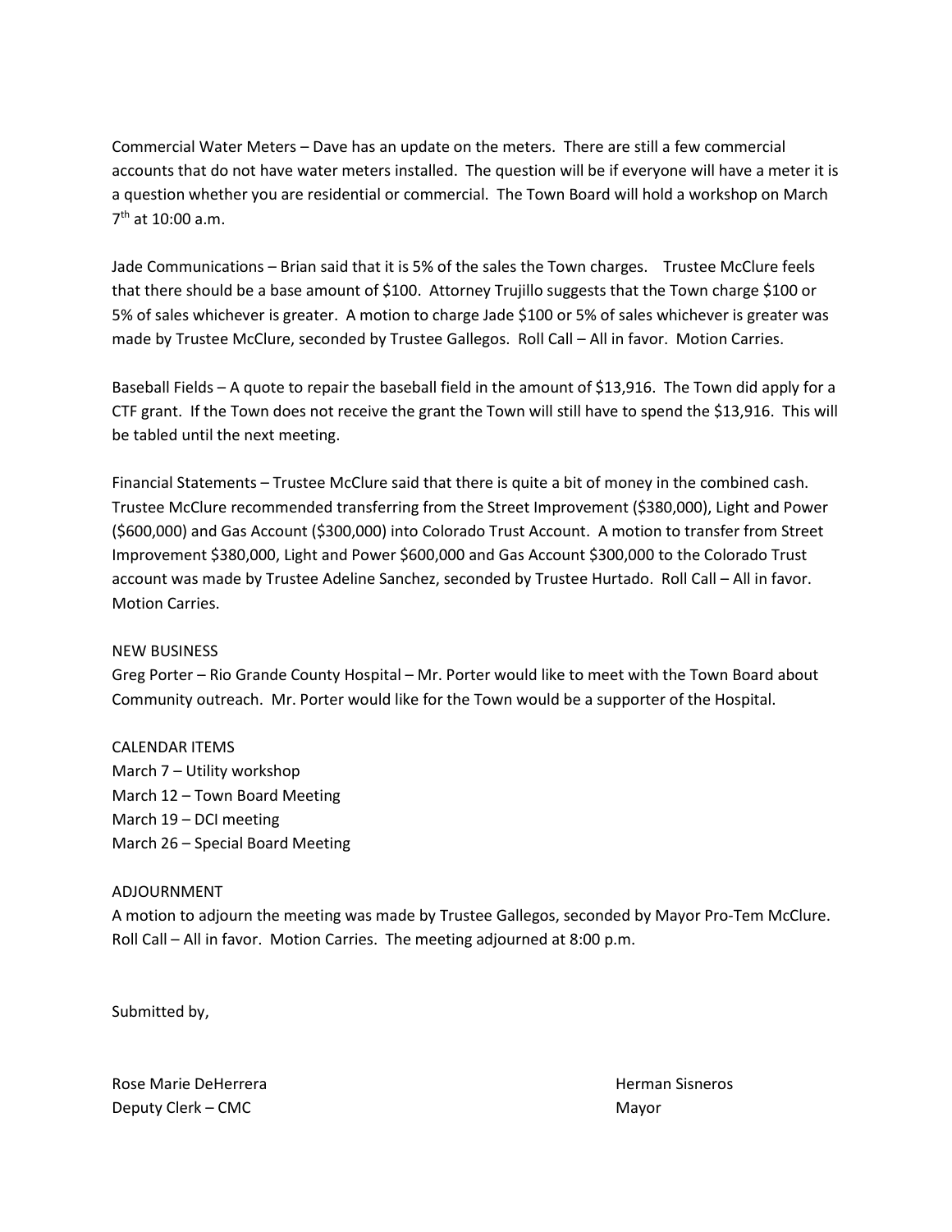Commercial Water Meters – Dave has an update on the meters. There are still a few commercial accounts that do not have water meters installed. The question will be if everyone will have a meter it is a question whether you are residential or commercial. The Town Board will hold a workshop on March 7th at 10:00 a.m.

Jade Communications – Brian said that it is 5% of the sales the Town charges. Trustee McClure feels that there should be a base amount of $100. Attorney Trujillo suggests that the Town charge $100 or 5% of sales whichever is greater. A motion to charge Jade $100 or 5% of sales whichever is greater was made by Trustee McClure, seconded by Trustee Gallegos. Roll Call – All in favor. Motion Carries.

Baseball Fields – A quote to repair the baseball field in the amount of $13,916. The Town did apply for a CTF grant. If the Town does not receive the grant the Town will still have to spend the $13,916. This will be tabled until the next meeting.

Financial Statements – Trustee McClure said that there is quite a bit of money in the combined cash. Trustee McClure recommended transferring from the Street Improvement ($380,000), Light and Power ($600,000) and Gas Account ($300,000) into Colorado Trust Account. A motion to transfer from Street Improvement $380,000, Light and Power $600,000 and Gas Account $300,000 to the Colorado Trust account was made by Trustee Adeline Sanchez, seconded by Trustee Hurtado. Roll Call – All in favor. Motion Carries.

NEW BUSINESS

Greg Porter – Rio Grande County Hospital – Mr. Porter would like to meet with the Town Board about Community outreach. Mr. Porter would like for the Town would be a supporter of the Hospital.

CALENDAR ITEMS

March 7 – Utility workshop
March 12 – Town Board Meeting
March 19 – DCI meeting
March 26 – Special Board Meeting

ADJOURNMENT

A motion to adjourn the meeting was made by Trustee Gallegos, seconded by Mayor Pro-Tem McClure. Roll Call – All in favor. Motion Carries. The meeting adjourned at 8:00 p.m.

Submitted by,

Rose Marie DeHerrera
Deputy Clerk – CMC

Herman Sisneros
Mayor